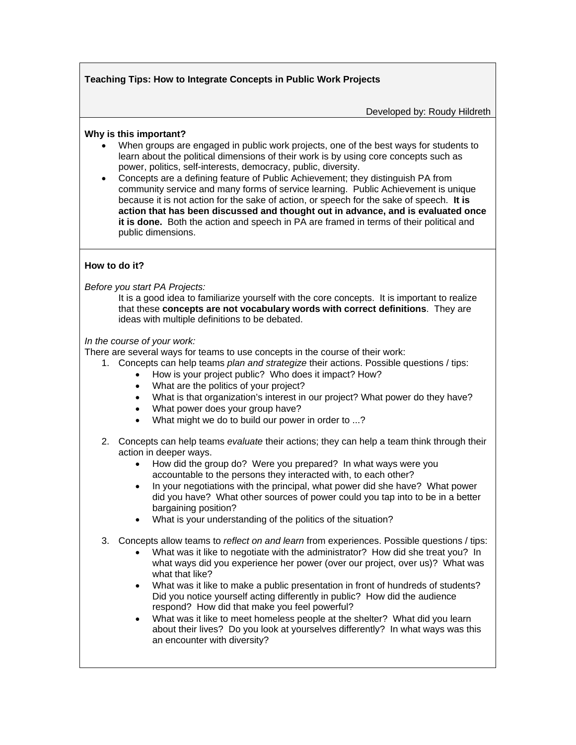## Teaching Tips: How to Integrate Concepts in Public Work Projects

Developed by: Roudy Hildreth

**Why is this important?**

- When groups are engaged in public work projects, one of the best ways for students to learn about the political dimensions of their work is by using core concepts such as power, politics, self-interests, democracy, public, diversity.
- Concepts are a defining feature of Public Achievement; they distinguish PA from community service and many forms of service learning. Public Achievement is unique because it is not action for the sake of action, or speech for the sake of speech. **It is action that has been discussed and thought out in advance, and is evaluated once it is done.** Both the action and speech in PA are framed in terms of their political and public dimensions.

**How to do it?**

*Before you start PA Projects:*

It is a good idea to familiarize yourself with the core concepts. It is important to realize that these **concepts are not vocabulary words with correct definitions**. They are ideas with multiple definitions to be debated.

*In the course of your work:*

There are several ways for teams to use concepts in the course of their work:

1. Concepts can help teams *plan and strategize* their actions. Possible questions / tips:
   - How is your project public? Who does it impact? How?
   - What are the politics of your project?
   - What is that organization's interest in our project? What power do they have?
   - What power does your group have?
   - What might we do to build our power in order to ...?

2. Concepts can help teams *evaluate* their actions; they can help a team think through their action in deeper ways.
   - How did the group do? Were you prepared? In what ways were you accountable to the persons they interacted with, to each other?
   - In your negotiations with the principal, what power did she have? What power did you have? What other sources of power could you tap into to be in a better bargaining position?
   - What is your understanding of the politics of the situation?

3. Concepts allow teams to *reflect on and learn* from experiences. Possible questions / tips:
   - What was it like to negotiate with the administrator? How did she treat you? In what ways did you experience her power (over our project, over us)? What was what that like?
   - What was it like to make a public presentation in front of hundreds of students? Did you notice yourself acting differently in public? How did the audience respond? How did that make you feel powerful?
   - What was it like to meet homeless people at the shelter? What did you learn about their lives? Do you look at yourselves differently? In what ways was this an encounter with diversity?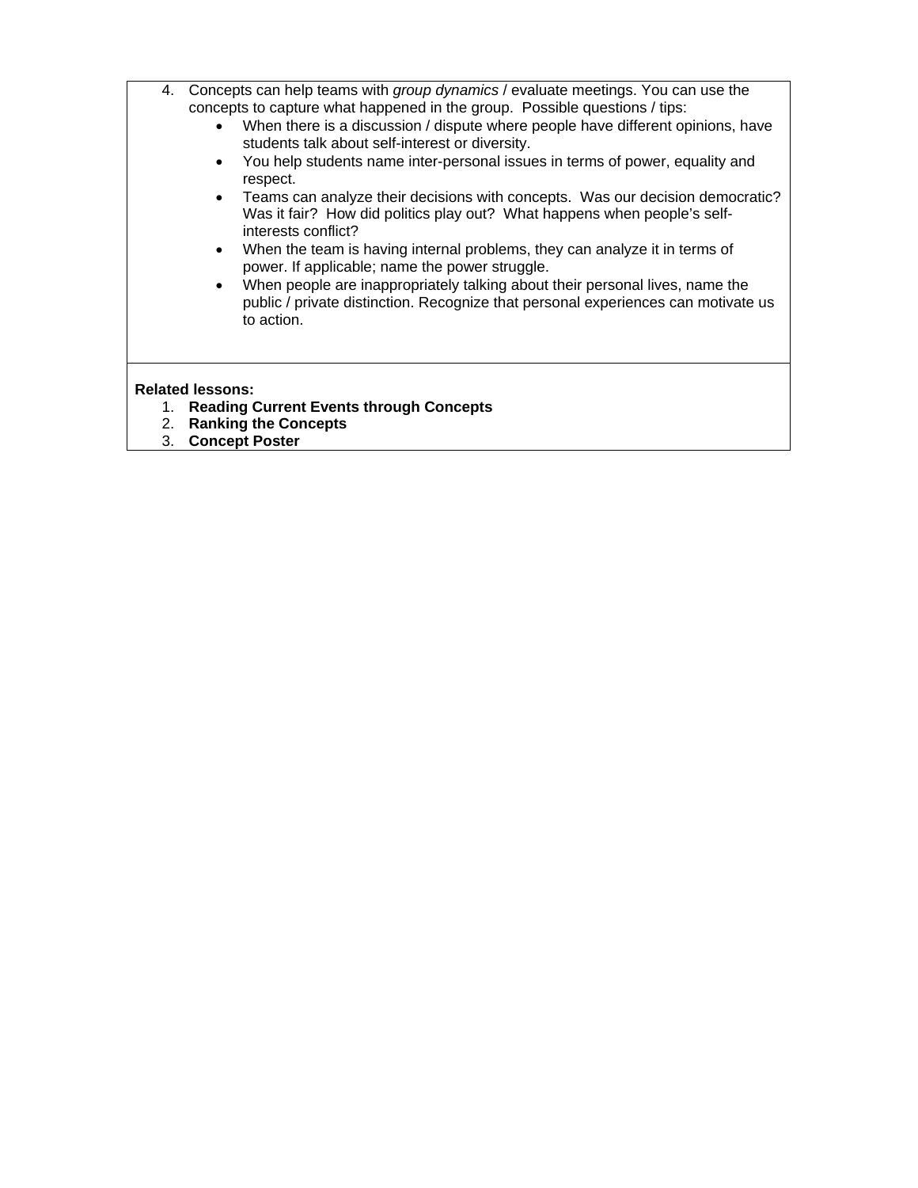4. Concepts can help teams with *group dynamics* / evaluate meetings. You can use the concepts to capture what happened in the group. Possible questions / tips:
    - When there is a discussion / dispute where people have different opinions, have students talk about self-interest or diversity.
    - You help students name inter-personal issues in terms of power, equality and respect.
    - Teams can analyze their decisions with concepts. Was our decision democratic? Was it fair? How did politics play out? What happens when people's self-interests conflict?
    - When the team is having internal problems, they can analyze it in terms of power. If applicable; name the power struggle.
    - When people are inappropriately talking about their personal lives, name the public / private distinction. Recognize that personal experiences can motivate us to action.

**Related lessons:**

1. **Reading Current Events through Concepts**
2. **Ranking the Concepts**
3. **Concept Poster**